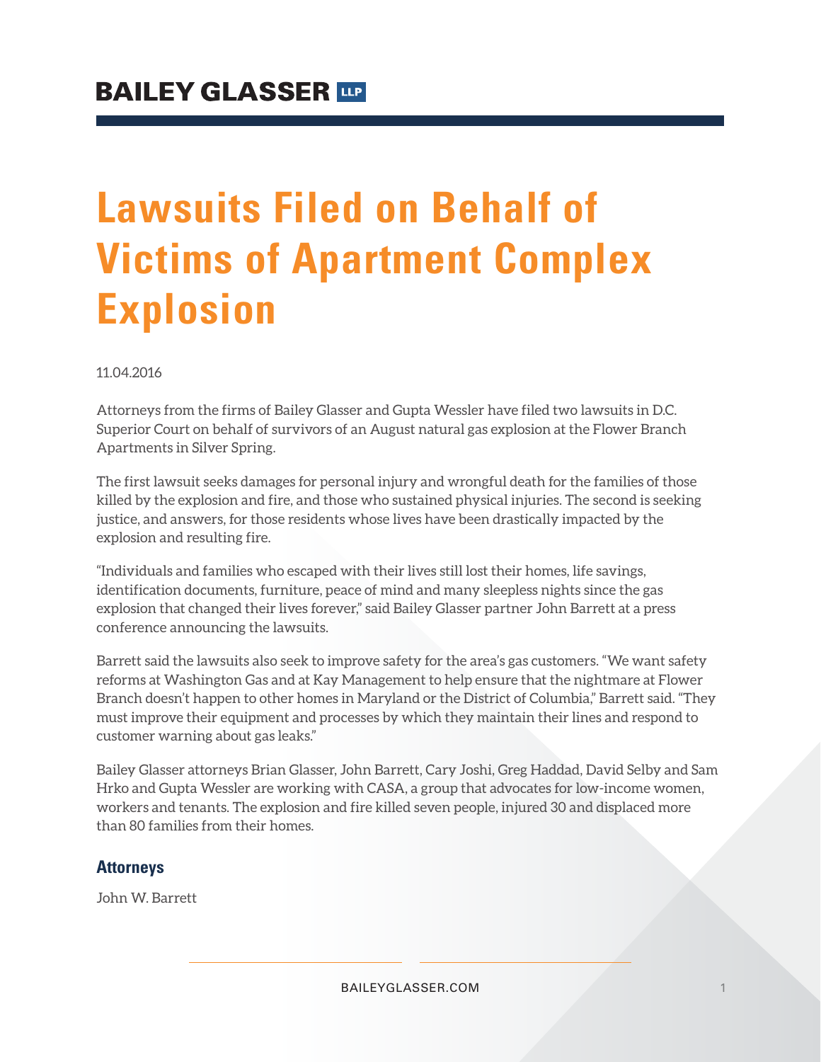BAILEY GLASSER LLP

# Lawsuits Filed on Behalf of Victims of Apartment Complex Explosion

11.04.2016

Attorneys from the firms of Bailey Glasser and Gupta Wessler have filed two lawsuits in D.C. Superior Court on behalf of survivors of an August natural gas explosion at the Flower Branch Apartments in Silver Spring.

The first lawsuit seeks damages for personal injury and wrongful death for the families of those killed by the explosion and fire, and those who sustained physical injuries. The second is seeking justice, and answers, for those residents whose lives have been drastically impacted by the explosion and resulting fire.

"Individuals and families who escaped with their lives still lost their homes, life savings, identification documents, furniture, peace of mind and many sleepless nights since the gas explosion that changed their lives forever," said Bailey Glasser partner John Barrett at a press conference announcing the lawsuits.

Barrett said the lawsuits also seek to improve safety for the area's gas customers. "We want safety reforms at Washington Gas and at Kay Management to help ensure that the nightmare at Flower Branch doesn't happen to other homes in Maryland or the District of Columbia," Barrett said. "They must improve their equipment and processes by which they maintain their lines and respond to customer warning about gas leaks."

Bailey Glasser attorneys Brian Glasser, John Barrett, Cary Joshi, Greg Haddad, David Selby and Sam Hrko and Gupta Wessler are working with CASA, a group that advocates for low-income women, workers and tenants. The explosion and fire killed seven people, injured 30 and displaced more than 80 families from their homes.

### Attorneys

John W. Barrett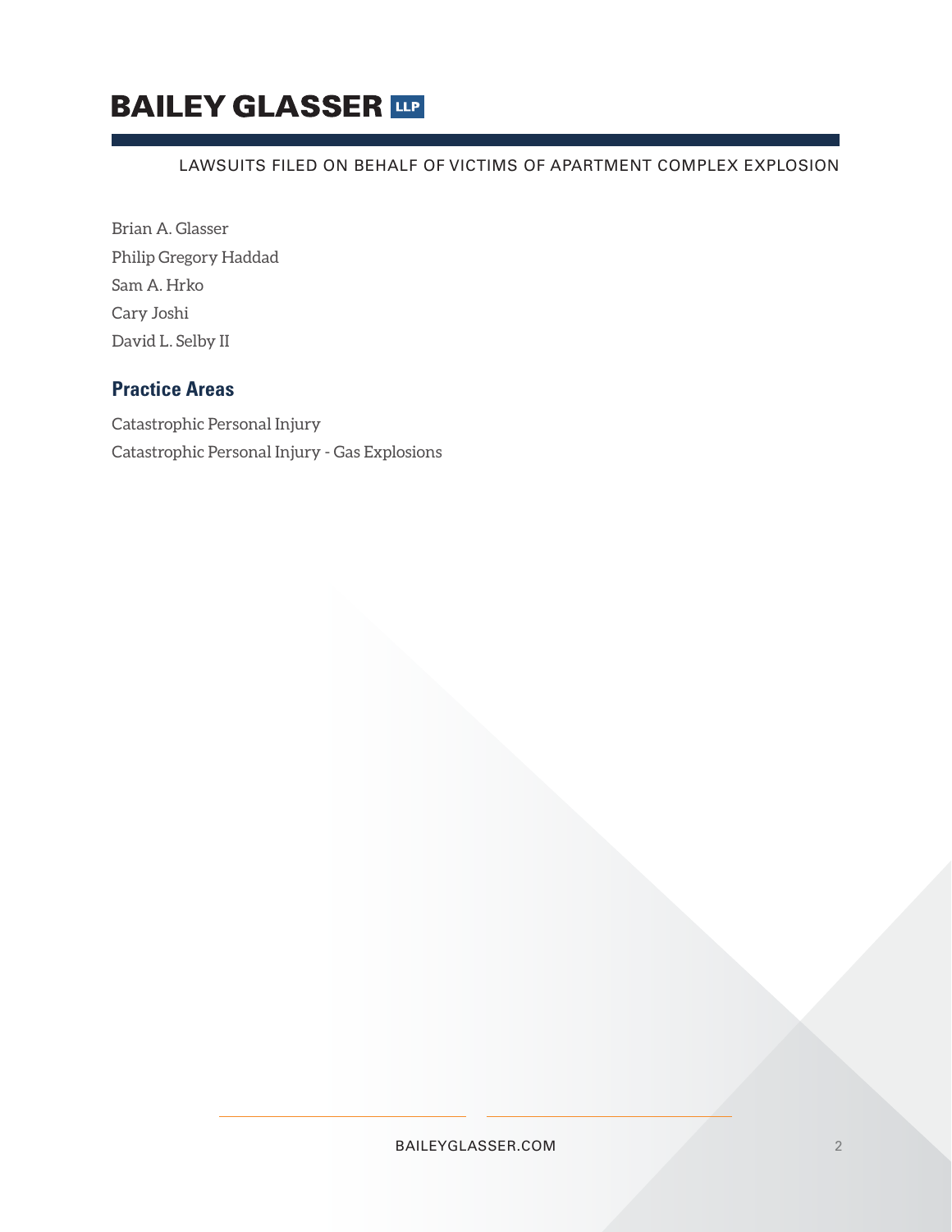Brian A. Glasser

Philip Gregory Haddad

Sam A. Hrko

Cary Joshi

David L. Selby II

## Practice Areas

Catastrophic Personal Injury

Catastrophic Personal Injury - Gas Explosions